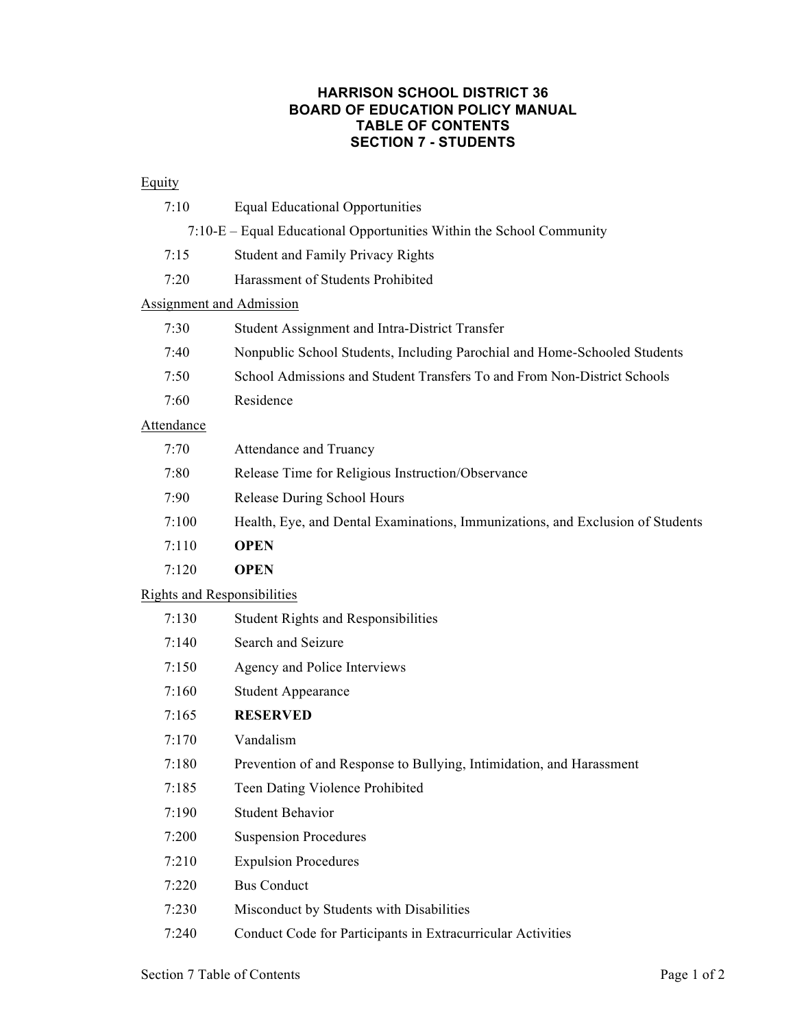# HARRISON SCHOOL DISTRICT 36
# BOARD OF EDUCATION POLICY MANUAL
# TABLE OF CONTENTS
# SECTION 7 - STUDENTS

<u>Equity</u>

| | |
|---|---|
| 7:10 | Equal Educational Opportunities |
| | 7:10-E – Equal Educational Opportunities Within the School Community |
| 7:15 | Student and Family Privacy Rights |
| 7:20 | Harassment of Students Prohibited |

<u>Assignment and Admission</u>

| | |
|---|---|
| 7:30 | Student Assignment and Intra-District Transfer |
| 7:40 | Nonpublic School Students, Including Parochial and Home-Schooled Students |
| 7:50 | School Admissions and Student Transfers To and From Non-District Schools |
| 7:60 | Residence |

<u>Attendance</u>

| | |
|---|---|
| 7:70 | Attendance and Truancy |
| 7:80 | Release Time for Religious Instruction/Observance |
| 7:90 | Release During School Hours |
| 7:100 | Health, Eye, and Dental Examinations, Immunizations, and Exclusion of Students |
| 7:110 | **OPEN** |
| 7:120 | **OPEN** |

<u>Rights and Responsibilities</u>

| | |
|---|---|
| 7:130 | Student Rights and Responsibilities |
| 7:140 | Search and Seizure |
| 7:150 | Agency and Police Interviews |
| 7:160 | Student Appearance |
| 7:165 | **RESERVED** |
| 7:170 | Vandalism |
| 7:180 | Prevention of and Response to Bullying, Intimidation, and Harassment |
| 7:185 | Teen Dating Violence Prohibited |
| 7:190 | Student Behavior |
| 7:200 | Suspension Procedures |
| 7:210 | Expulsion Procedures |
| 7:220 | Bus Conduct |
| 7:230 | Misconduct by Students with Disabilities |
| 7:240 | Conduct Code for Participants in Extracurricular Activities |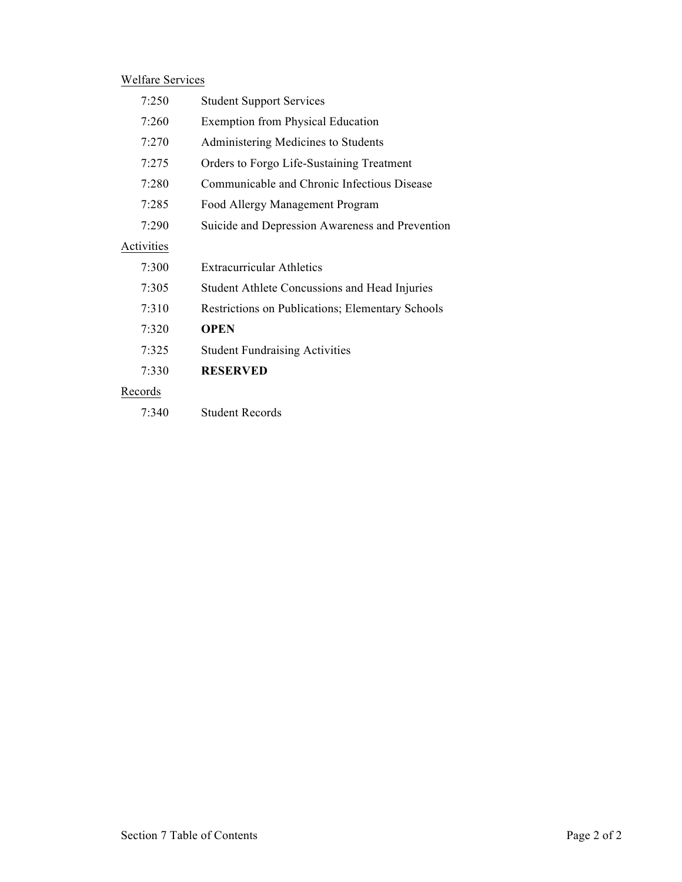Welfare Services

| | |
|---|---|
| 7:250 | Student Support Services |
| 7:260 | Exemption from Physical Education |
| 7:270 | Administering Medicines to Students |
| 7:275 | Orders to Forgo Life-Sustaining Treatment |
| 7:280 | Communicable and Chronic Infectious Disease |
| 7:285 | Food Allergy Management Program |
| 7:290 | Suicide and Depression Awareness and Prevention |

Activities

| | |
|---|---|
| 7:300 | Extracurricular Athletics |
| 7:305 | Student Athlete Concussions and Head Injuries |
| 7:310 | Restrictions on Publications; Elementary Schools |
| 7:320 | **OPEN** |
| 7:325 | Student Fundraising Activities |
| 7:330 | **RESERVED** |

Records

| | |
|---|---|
| 7:340 | Student Records |